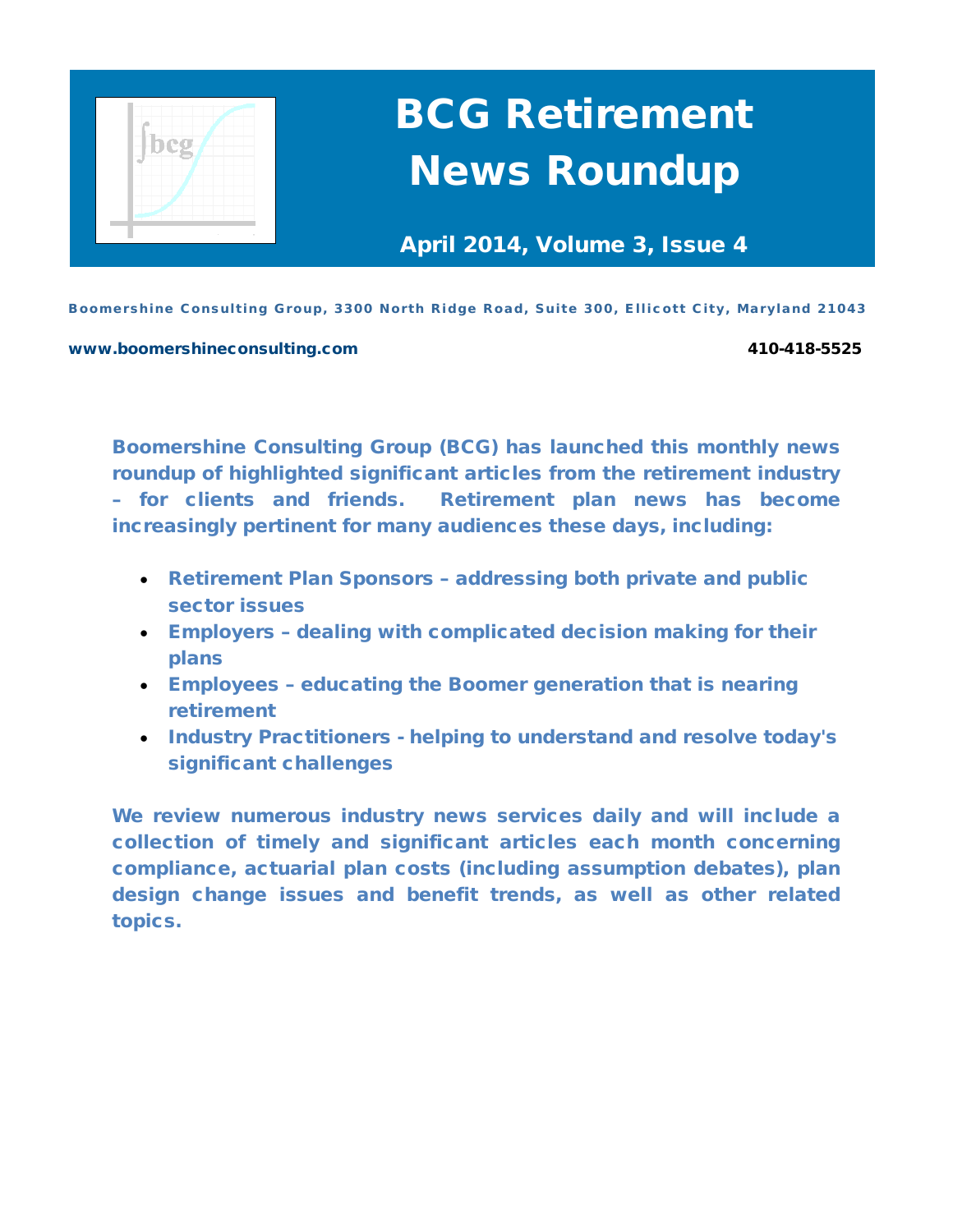# BCG Retirement News Roundup

**April 2014, Volume 3, Issue 4**

**Boomershine Consulting Group, 3300 North Ridge Road, Suite 300, Ellicott City, Maryland 21043**

**www.boomershineconsulting.com** **410-418-5525**

**Boomershine Consulting Group (BCG) has launched this monthly news roundup of highlighted significant articles from the retirement industry – for clients and friends. Retirement plan news has become increasingly pertinent for many audiences these days, including:**

- **Retirement Plan Sponsors – addressing both private and public sector issues**
- **Employers – dealing with complicated decision making for their plans**
- **Employees – educating the Boomer generation that is nearing retirement**
- **Industry Practitioners - helping to understand and resolve today's significant challenges**

**We review numerous industry news services daily and will include a collection of timely and significant articles each month concerning compliance, actuarial plan costs (including assumption debates), plan design change issues and benefit trends, as well as other related topics.**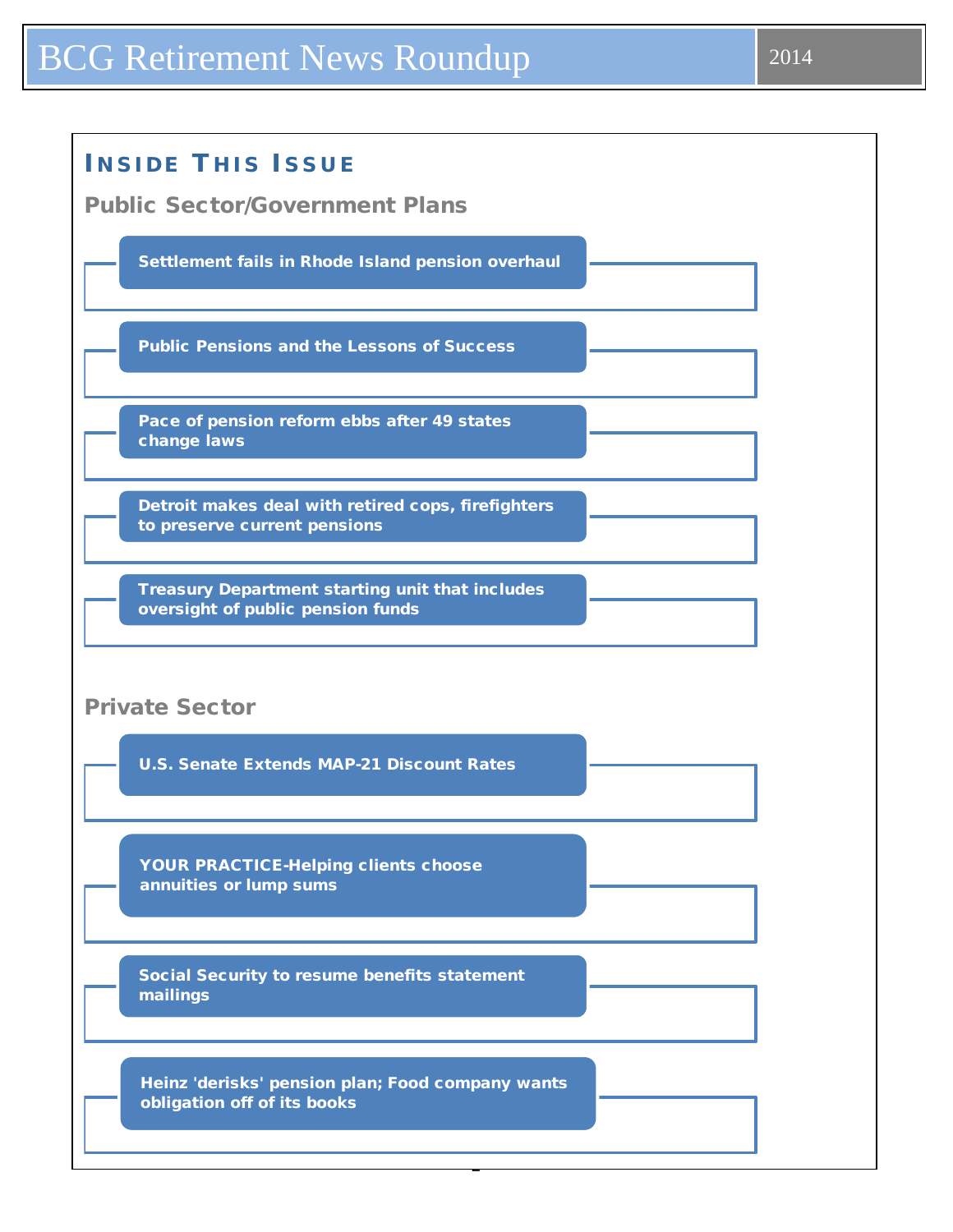# BCG Retirement News Roundup

2014

## Inside This Issue

### Public Sector/Government Plans

- **Settlement fails in Rhode Island pension overhaul**
- **Public Pensions and the Lessons of Success**
- **Pace of pension reform ebbs after 49 states change laws**
- **Detroit makes deal with retired cops, firefighters to preserve current pensions**
- **Treasury Department starting unit that includes oversight of public pension funds**

### Private Sector

- **U.S. Senate Extends MAP-21 Discount Rates**
- **YOUR PRACTICE-Helping clients choose annuities or lump sums**
- **Social Security to resume benefits statement mailings**
- **Heinz 'derisks' pension plan; Food company wants obligation off of its books**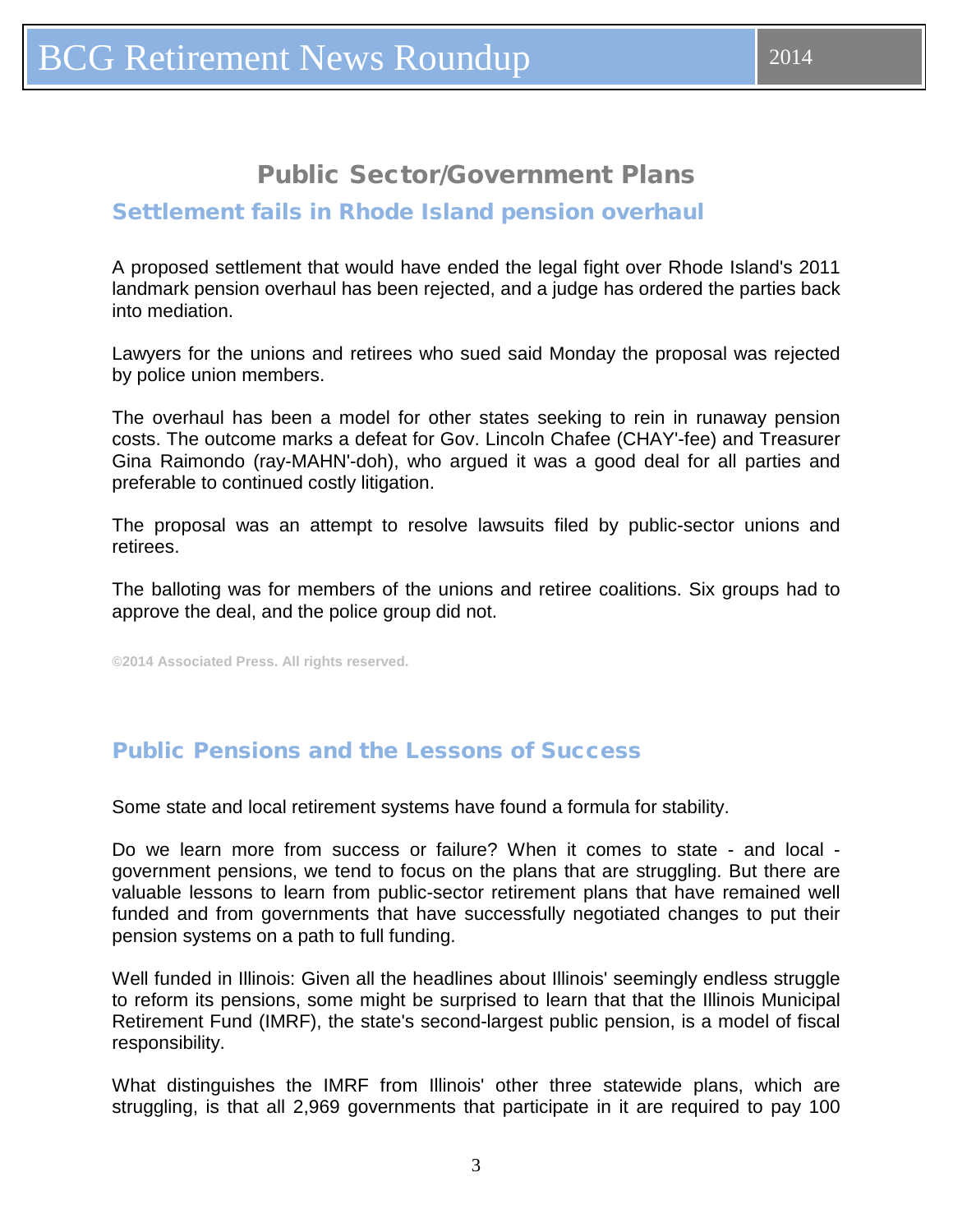## Public Sector/Government Plans

### Settlement fails in Rhode Island pension overhaul

A proposed settlement that would have ended the legal fight over Rhode Island's 2011 landmark pension overhaul has been rejected, and a judge has ordered the parties back into mediation.

Lawyers for the unions and retirees who sued said Monday the proposal was rejected by police union members.

The overhaul has been a model for other states seeking to rein in runaway pension costs. The outcome marks a defeat for Gov. Lincoln Chafee (CHAY'-fee) and Treasurer Gina Raimondo (ray-MAHN'-doh), who argued it was a good deal for all parties and preferable to continued costly litigation.

The proposal was an attempt to resolve lawsuits filed by public-sector unions and retirees.

The balloting was for members of the unions and retiree coalitions. Six groups had to approve the deal, and the police group did not.

**©2014 Associated Press. All rights reserved.**

### Public Pensions and the Lessons of Success

Some state and local retirement systems have found a formula for stability.

Do we learn more from success or failure? When it comes to state - and local - government pensions, we tend to focus on the plans that are struggling. But there are valuable lessons to learn from public-sector retirement plans that have remained well funded and from governments that have successfully negotiated changes to put their pension systems on a path to full funding.

Well funded in Illinois: Given all the headlines about Illinois' seemingly endless struggle to reform its pensions, some might be surprised to learn that that the Illinois Municipal Retirement Fund (IMRF), the state's second-largest public pension, is a model of fiscal responsibility.

What distinguishes the IMRF from Illinois' other three statewide plans, which are struggling, is that all 2,969 governments that participate in it are required to pay 100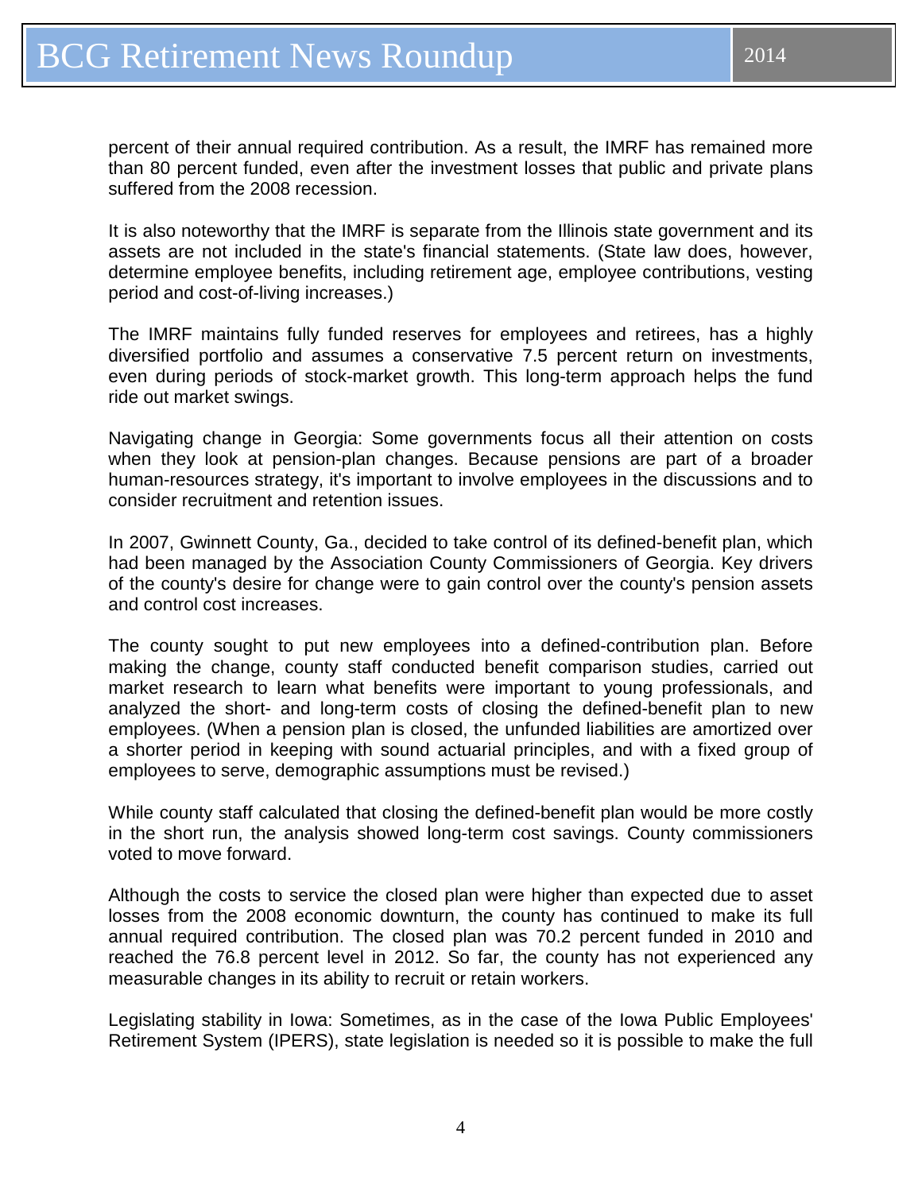percent of their annual required contribution. As a result, the IMRF has remained more than 80 percent funded, even after the investment losses that public and private plans suffered from the 2008 recession.

It is also noteworthy that the IMRF is separate from the Illinois state government and its assets are not included in the state's financial statements. (State law does, however, determine employee benefits, including retirement age, employee contributions, vesting period and cost-of-living increases.)

The IMRF maintains fully funded reserves for employees and retirees, has a highly diversified portfolio and assumes a conservative 7.5 percent return on investments, even during periods of stock-market growth. This long-term approach helps the fund ride out market swings.

Navigating change in Georgia: Some governments focus all their attention on costs when they look at pension-plan changes. Because pensions are part of a broader human-resources strategy, it's important to involve employees in the discussions and to consider recruitment and retention issues.

In 2007, Gwinnett County, Ga., decided to take control of its defined-benefit plan, which had been managed by the Association County Commissioners of Georgia. Key drivers of the county's desire for change were to gain control over the county's pension assets and control cost increases.

The county sought to put new employees into a defined-contribution plan. Before making the change, county staff conducted benefit comparison studies, carried out market research to learn what benefits were important to young professionals, and analyzed the short- and long-term costs of closing the defined-benefit plan to new employees. (When a pension plan is closed, the unfunded liabilities are amortized over a shorter period in keeping with sound actuarial principles, and with a fixed group of employees to serve, demographic assumptions must be revised.)

While county staff calculated that closing the defined-benefit plan would be more costly in the short run, the analysis showed long-term cost savings. County commissioners voted to move forward.

Although the costs to service the closed plan were higher than expected due to asset losses from the 2008 economic downturn, the county has continued to make its full annual required contribution. The closed plan was 70.2 percent funded in 2010 and reached the 76.8 percent level in 2012. So far, the county has not experienced any measurable changes in its ability to recruit or retain workers.

Legislating stability in Iowa: Sometimes, as in the case of the Iowa Public Employees' Retirement System (IPERS), state legislation is needed so it is possible to make the full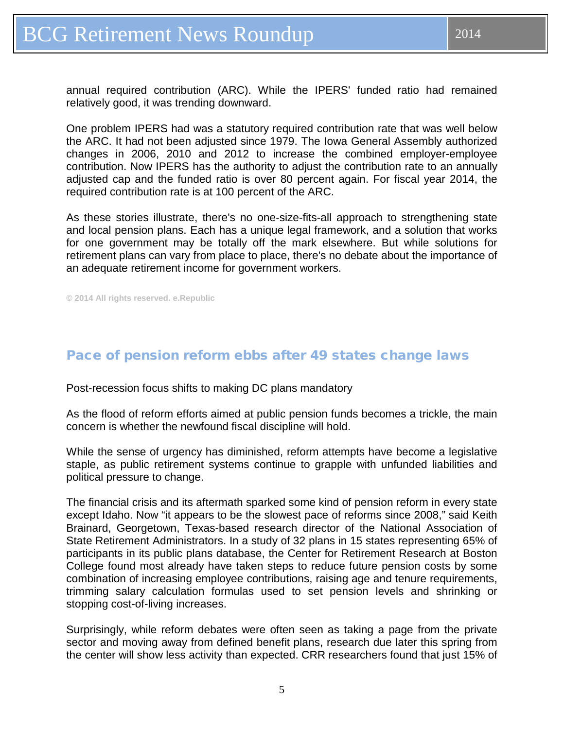annual required contribution (ARC). While the IPERS' funded ratio had remained relatively good, it was trending downward.

One problem IPERS had was a statutory required contribution rate that was well below the ARC. It had not been adjusted since 1979. The Iowa General Assembly authorized changes in 2006, 2010 and 2012 to increase the combined employer-employee contribution. Now IPERS has the authority to adjust the contribution rate to an annually adjusted cap and the funded ratio is over 80 percent again. For fiscal year 2014, the required contribution rate is at 100 percent of the ARC.

As these stories illustrate, there's no one-size-fits-all approach to strengthening state and local pension plans. Each has a unique legal framework, and a solution that works for one government may be totally off the mark elsewhere. But while solutions for retirement plans can vary from place to place, there's no debate about the importance of an adequate retirement income for government workers.

**© 2014 All rights reserved. e.Republic**

## Pace of pension reform ebbs after 49 states change laws

Post-recession focus shifts to making DC plans mandatory

As the flood of reform efforts aimed at public pension funds becomes a trickle, the main concern is whether the newfound fiscal discipline will hold.

While the sense of urgency has diminished, reform attempts have become a legislative staple, as public retirement systems continue to grapple with unfunded liabilities and political pressure to change.

The financial crisis and its aftermath sparked some kind of pension reform in every state except Idaho. Now "it appears to be the slowest pace of reforms since 2008," said Keith Brainard, Georgetown, Texas-based research director of the National Association of State Retirement Administrators. In a study of 32 plans in 15 states representing 65% of participants in its public plans database, the Center for Retirement Research at Boston College found most already have taken steps to reduce future pension costs by some combination of increasing employee contributions, raising age and tenure requirements, trimming salary calculation formulas used to set pension levels and shrinking or stopping cost-of-living increases.

Surprisingly, while reform debates were often seen as taking a page from the private sector and moving away from defined benefit plans, research due later this spring from the center will show less activity than expected. CRR researchers found that just 15% of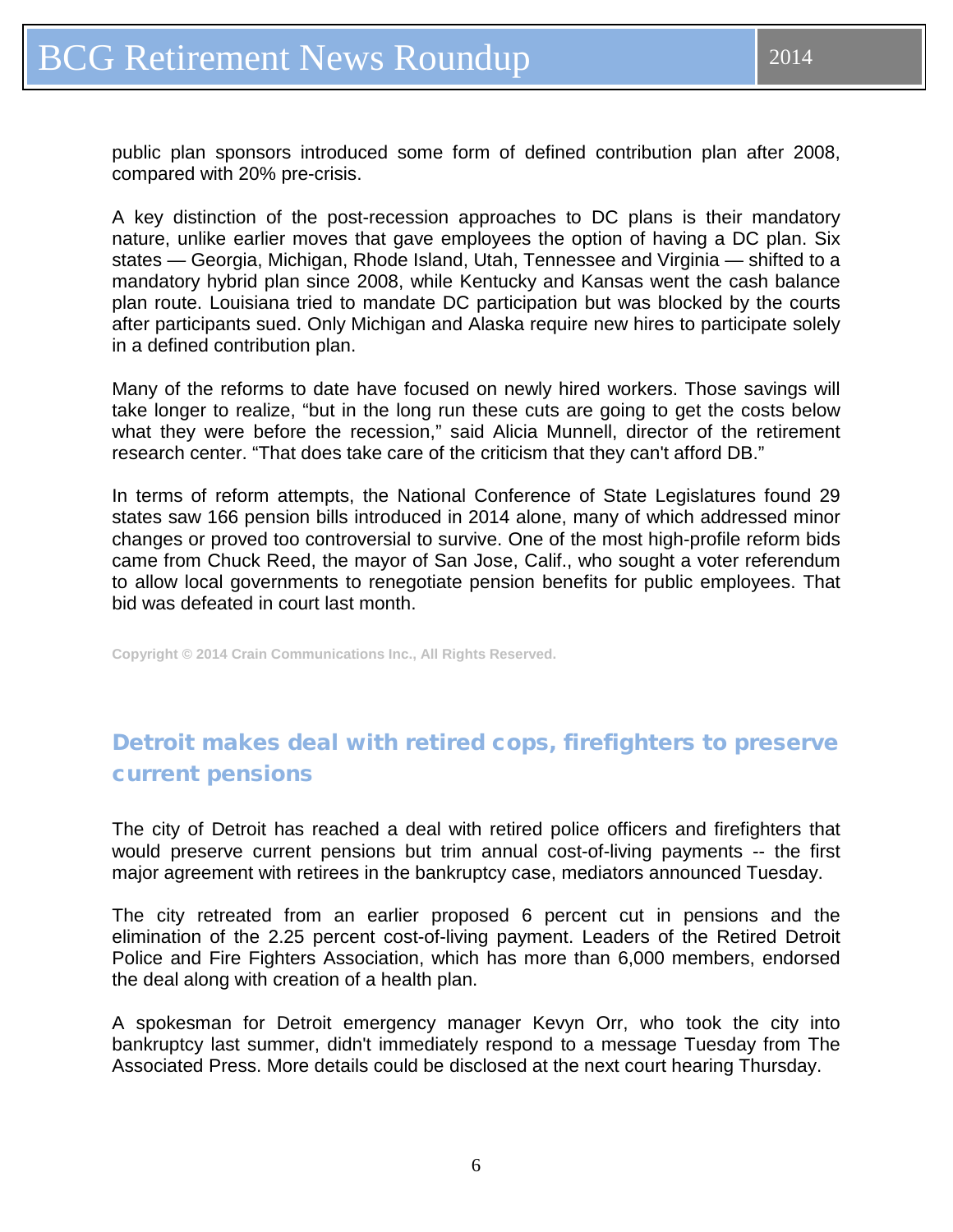public plan sponsors introduced some form of defined contribution plan after 2008, compared with 20% pre-crisis.

A key distinction of the post-recession approaches to DC plans is their mandatory nature, unlike earlier moves that gave employees the option of having a DC plan. Six states — Georgia, Michigan, Rhode Island, Utah, Tennessee and Virginia — shifted to a mandatory hybrid plan since 2008, while Kentucky and Kansas went the cash balance plan route. Louisiana tried to mandate DC participation but was blocked by the courts after participants sued. Only Michigan and Alaska require new hires to participate solely in a defined contribution plan.

Many of the reforms to date have focused on newly hired workers. Those savings will take longer to realize, "but in the long run these cuts are going to get the costs below what they were before the recession," said Alicia Munnell, director of the retirement research center. "That does take care of the criticism that they can't afford DB."

In terms of reform attempts, the National Conference of State Legislatures found 29 states saw 166 pension bills introduced in 2014 alone, many of which addressed minor changes or proved too controversial to survive. One of the most high-profile reform bids came from Chuck Reed, the mayor of San Jose, Calif., who sought a voter referendum to allow local governments to renegotiate pension benefits for public employees. That bid was defeated in court last month.

**Copyright © 2014 Crain Communications Inc., All Rights Reserved.**

## Detroit makes deal with retired cops, firefighters to preserve current pensions

The city of Detroit has reached a deal with retired police officers and firefighters that would preserve current pensions but trim annual cost-of-living payments -- the first major agreement with retirees in the bankruptcy case, mediators announced Tuesday.

The city retreated from an earlier proposed 6 percent cut in pensions and the elimination of the 2.25 percent cost-of-living payment. Leaders of the Retired Detroit Police and Fire Fighters Association, which has more than 6,000 members, endorsed the deal along with creation of a health plan.

A spokesman for Detroit emergency manager Kevyn Orr, who took the city into bankruptcy last summer, didn't immediately respond to a message Tuesday from The Associated Press. More details could be disclosed at the next court hearing Thursday.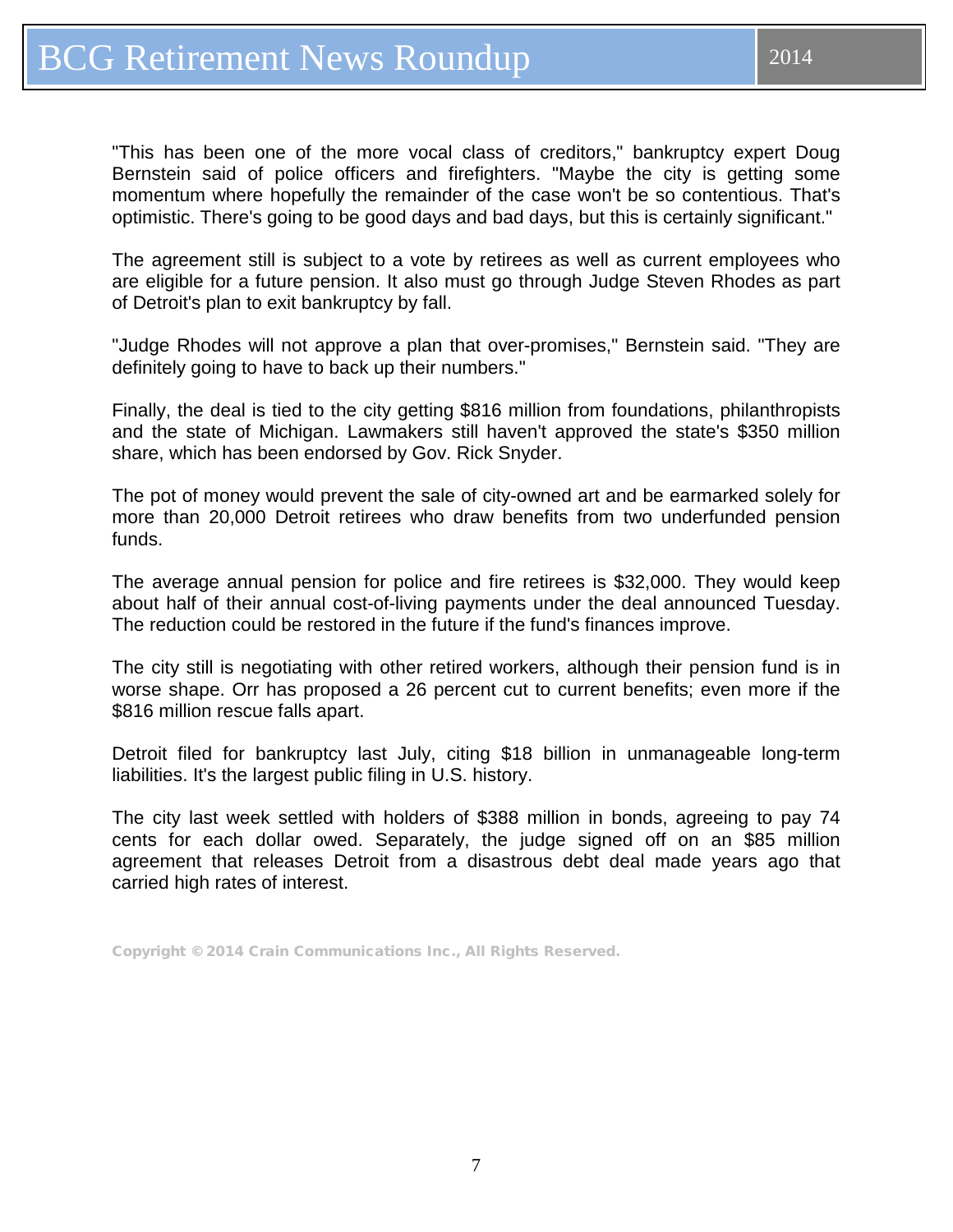"This has been one of the more vocal class of creditors," bankruptcy expert Doug Bernstein said of police officers and firefighters. "Maybe the city is getting some momentum where hopefully the remainder of the case won't be so contentious. That's optimistic. There's going to be good days and bad days, but this is certainly significant."

The agreement still is subject to a vote by retirees as well as current employees who are eligible for a future pension. It also must go through Judge Steven Rhodes as part of Detroit's plan to exit bankruptcy by fall.

"Judge Rhodes will not approve a plan that over-promises," Bernstein said. "They are definitely going to have to back up their numbers."

Finally, the deal is tied to the city getting $816 million from foundations, philanthropists and the state of Michigan. Lawmakers still haven't approved the state's $350 million share, which has been endorsed by Gov. Rick Snyder.

The pot of money would prevent the sale of city-owned art and be earmarked solely for more than 20,000 Detroit retirees who draw benefits from two underfunded pension funds.

The average annual pension for police and fire retirees is $32,000. They would keep about half of their annual cost-of-living payments under the deal announced Tuesday. The reduction could be restored in the future if the fund's finances improve.

The city still is negotiating with other retired workers, although their pension fund is in worse shape. Orr has proposed a 26 percent cut to current benefits; even more if the $816 million rescue falls apart.

Detroit filed for bankruptcy last July, citing $18 billion in unmanageable long-term liabilities. It's the largest public filing in U.S. history.

The city last week settled with holders of $388 million in bonds, agreeing to pay 74 cents for each dollar owed. Separately, the judge signed off on an $85 million agreement that releases Detroit from a disastrous debt deal made years ago that carried high rates of interest.

Copyright © 2014 Crain Communications Inc., All Rights Reserved.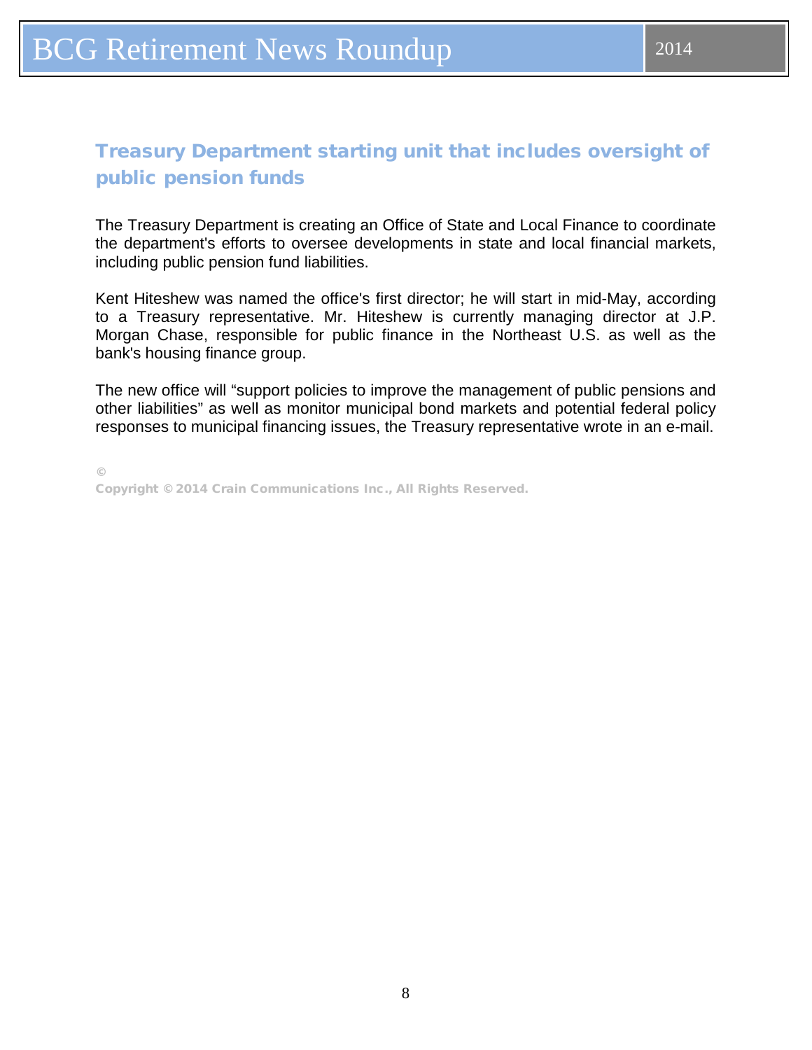## Treasury Department starting unit that includes oversight of public pension funds

The Treasury Department is creating an Office of State and Local Finance to coordinate the department's efforts to oversee developments in state and local financial markets, including public pension fund liabilities.

Kent Hiteshew was named the office's first director; he will start in mid-May, according to a Treasury representative. Mr. Hiteshew is currently managing director at J.P. Morgan Chase, responsible for public finance in the Northeast U.S. as well as the bank's housing finance group.

The new office will "support policies to improve the management of public pensions and other liabilities" as well as monitor municipal bond markets and potential federal policy responses to municipal financing issues, the Treasury representative wrote in an e-mail.

©

Copyright © 2014 Crain Communications Inc., All Rights Reserved.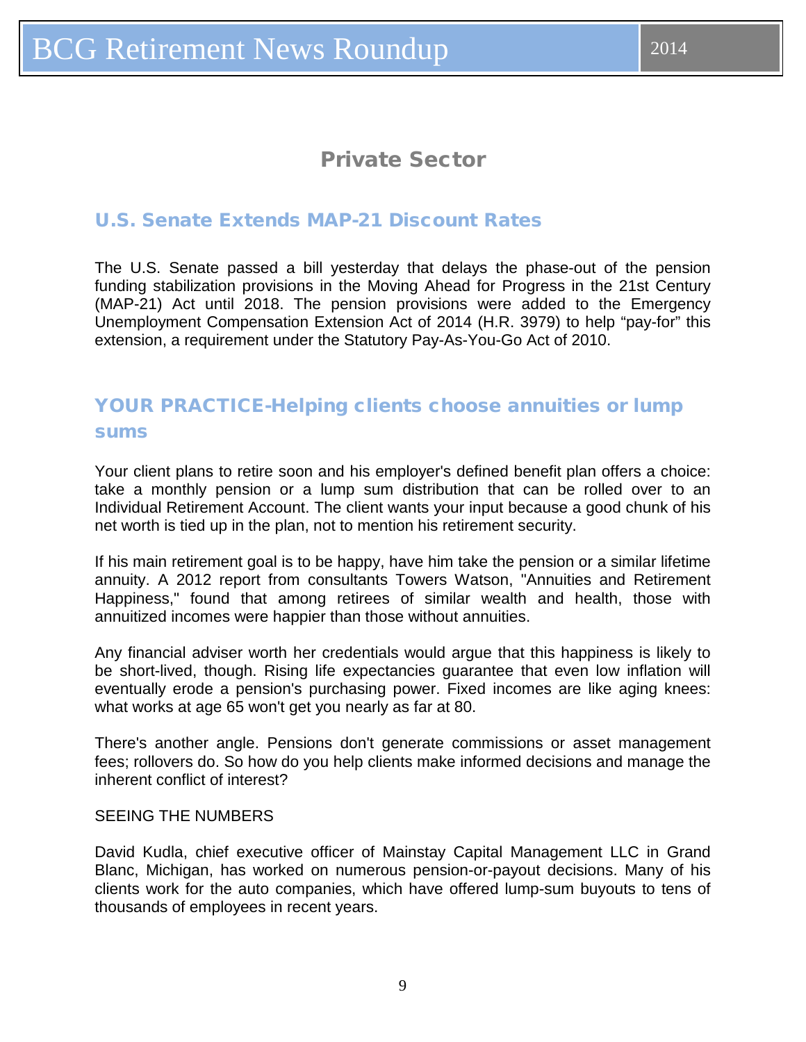## Private Sector

### U.S. Senate Extends MAP-21 Discount Rates

The U.S. Senate passed a bill yesterday that delays the phase-out of the pension funding stabilization provisions in the Moving Ahead for Progress in the 21st Century (MAP-21) Act until 2018. The pension provisions were added to the Emergency Unemployment Compensation Extension Act of 2014 (H.R. 3979) to help “pay-for” this extension, a requirement under the Statutory Pay-As-You-Go Act of 2010.

### YOUR PRACTICE-Helping clients choose annuities or lump sums

Your client plans to retire soon and his employer's defined benefit plan offers a choice: take a monthly pension or a lump sum distribution that can be rolled over to an Individual Retirement Account. The client wants your input because a good chunk of his net worth is tied up in the plan, not to mention his retirement security.

If his main retirement goal is to be happy, have him take the pension or a similar lifetime annuity. A 2012 report from consultants Towers Watson, "Annuities and Retirement Happiness," found that among retirees of similar wealth and health, those with annuitized incomes were happier than those without annuities.

Any financial adviser worth her credentials would argue that this happiness is likely to be short-lived, though. Rising life expectancies guarantee that even low inflation will eventually erode a pension's purchasing power. Fixed incomes are like aging knees: what works at age 65 won't get you nearly as far at 80.

There's another angle. Pensions don't generate commissions or asset management fees; rollovers do. So how do you help clients make informed decisions and manage the inherent conflict of interest?

SEEING THE NUMBERS

David Kudla, chief executive officer of Mainstay Capital Management LLC in Grand Blanc, Michigan, has worked on numerous pension-or-payout decisions. Many of his clients work for the auto companies, which have offered lump-sum buyouts to tens of thousands of employees in recent years.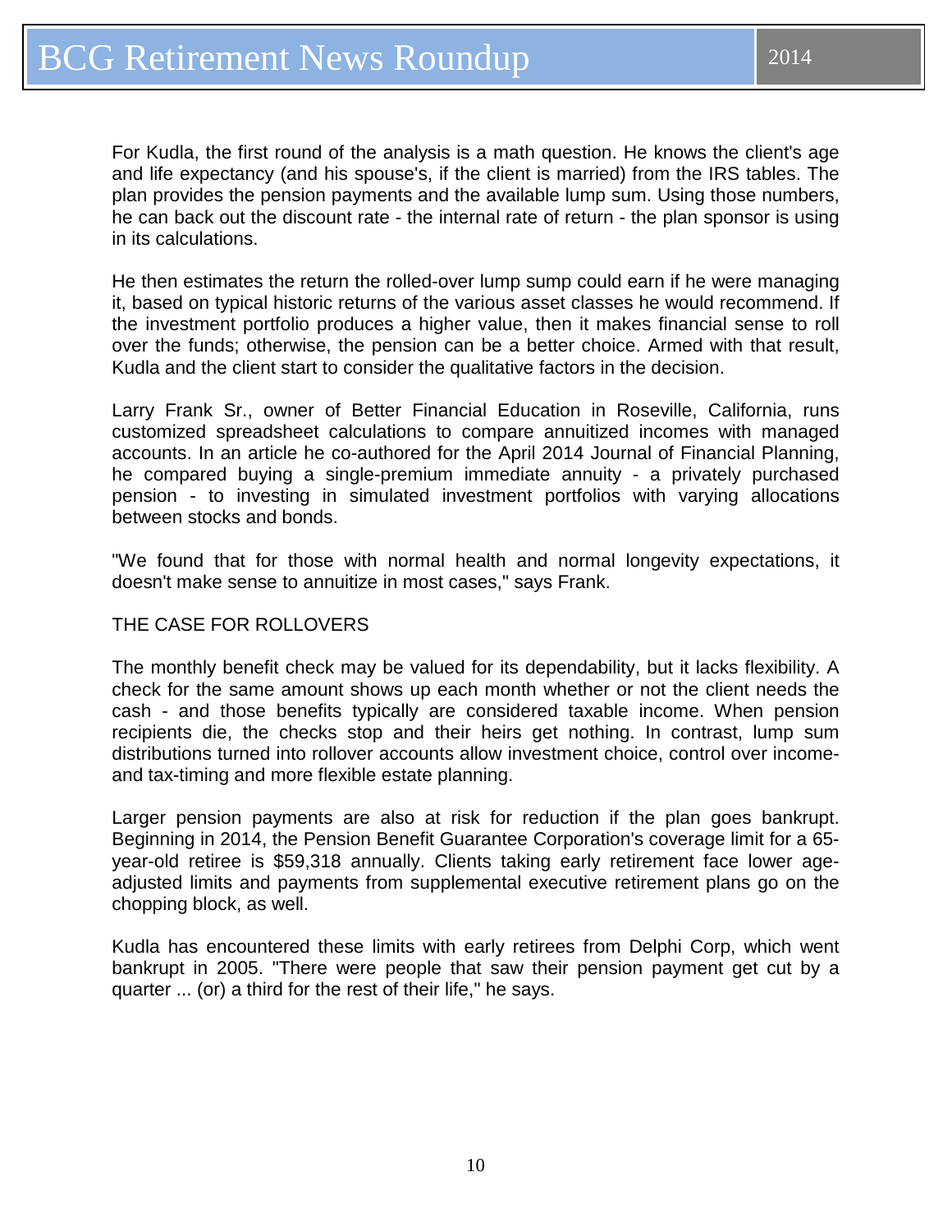For Kudla, the first round of the analysis is a math question. He knows the client's age and life expectancy (and his spouse's, if the client is married) from the IRS tables. The plan provides the pension payments and the available lump sum. Using those numbers, he can back out the discount rate - the internal rate of return - the plan sponsor is using in its calculations.

He then estimates the return the rolled-over lump sump could earn if he were managing it, based on typical historic returns of the various asset classes he would recommend. If the investment portfolio produces a higher value, then it makes financial sense to roll over the funds; otherwise, the pension can be a better choice. Armed with that result, Kudla and the client start to consider the qualitative factors in the decision.

Larry Frank Sr., owner of Better Financial Education in Roseville, California, runs customized spreadsheet calculations to compare annuitized incomes with managed accounts. In an article he co-authored for the April 2014 Journal of Financial Planning, he compared buying a single-premium immediate annuity - a privately purchased pension - to investing in simulated investment portfolios with varying allocations between stocks and bonds.

"We found that for those with normal health and normal longevity expectations, it doesn't make sense to annuitize in most cases," says Frank.

THE CASE FOR ROLLOVERS

The monthly benefit check may be valued for its dependability, but it lacks flexibility. A check for the same amount shows up each month whether or not the client needs the cash - and those benefits typically are considered taxable income. When pension recipients die, the checks stop and their heirs get nothing. In contrast, lump sum distributions turned into rollover accounts allow investment choice, control over income- and tax-timing and more flexible estate planning.

Larger pension payments are also at risk for reduction if the plan goes bankrupt. Beginning in 2014, the Pension Benefit Guarantee Corporation's coverage limit for a 65-year-old retiree is $59,318 annually. Clients taking early retirement face lower age-adjusted limits and payments from supplemental executive retirement plans go on the chopping block, as well.

Kudla has encountered these limits with early retirees from Delphi Corp, which went bankrupt in 2005. "There were people that saw their pension payment get cut by a quarter ... (or) a third for the rest of their life," he says.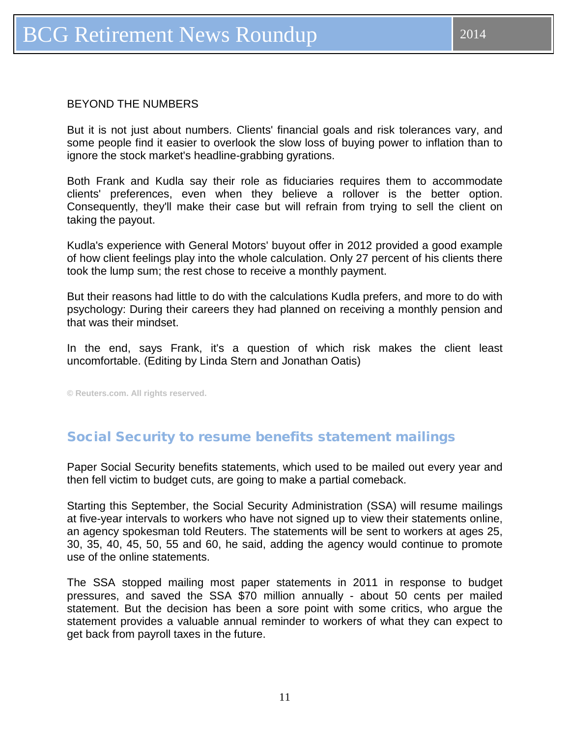BEYOND THE NUMBERS

But it is not just about numbers. Clients' financial goals and risk tolerances vary, and some people find it easier to overlook the slow loss of buying power to inflation than to ignore the stock market's headline-grabbing gyrations.

Both Frank and Kudla say their role as fiduciaries requires them to accommodate clients' preferences, even when they believe a rollover is the better option. Consequently, they'll make their case but will refrain from trying to sell the client on taking the payout.

Kudla's experience with General Motors' buyout offer in 2012 provided a good example of how client feelings play into the whole calculation. Only 27 percent of his clients there took the lump sum; the rest chose to receive a monthly payment.

But their reasons had little to do with the calculations Kudla prefers, and more to do with psychology: During their careers they had planned on receiving a monthly pension and that was their mindset.

In the end, says Frank, it's a question of which risk makes the client least uncomfortable. (Editing by Linda Stern and Jonathan Oatis)

© Reuters.com. All rights reserved.

## Social Security to resume benefits statement mailings

Paper Social Security benefits statements, which used to be mailed out every year and then fell victim to budget cuts, are going to make a partial comeback.

Starting this September, the Social Security Administration (SSA) will resume mailings at five-year intervals to workers who have not signed up to view their statements online, an agency spokesman told Reuters. The statements will be sent to workers at ages 25, 30, 35, 40, 45, 50, 55 and 60, he said, adding the agency would continue to promote use of the online statements.

The SSA stopped mailing most paper statements in 2011 in response to budget pressures, and saved the SSA $70 million annually - about 50 cents per mailed statement. But the decision has been a sore point with some critics, who argue the statement provides a valuable annual reminder to workers of what they can expect to get back from payroll taxes in the future.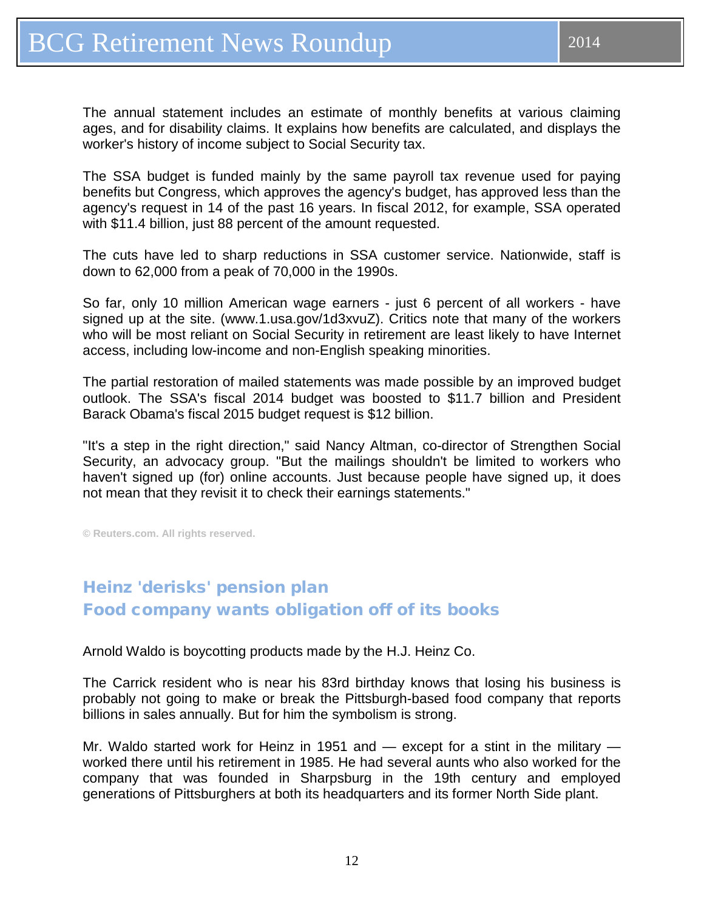The annual statement includes an estimate of monthly benefits at various claiming ages, and for disability claims. It explains how benefits are calculated, and displays the worker's history of income subject to Social Security tax.

The SSA budget is funded mainly by the same payroll tax revenue used for paying benefits but Congress, which approves the agency's budget, has approved less than the agency's request in 14 of the past 16 years. In fiscal 2012, for example, SSA operated with $11.4 billion, just 88 percent of the amount requested.

The cuts have led to sharp reductions in SSA customer service. Nationwide, staff is down to 62,000 from a peak of 70,000 in the 1990s.

So far, only 10 million American wage earners - just 6 percent of all workers - have signed up at the site. (www.1.usa.gov/1d3xvuZ). Critics note that many of the workers who will be most reliant on Social Security in retirement are least likely to have Internet access, including low-income and non-English speaking minorities.

The partial restoration of mailed statements was made possible by an improved budget outlook. The SSA's fiscal 2014 budget was boosted to $11.7 billion and President Barack Obama's fiscal 2015 budget request is $12 billion.

"It's a step in the right direction," said Nancy Altman, co-director of Strengthen Social Security, an advocacy group. "But the mailings shouldn't be limited to workers who haven't signed up (for) online accounts. Just because people have signed up, it does not mean that they revisit it to check their earnings statements."

© Reuters.com. All rights reserved.

## Heinz 'derisks' pension plan
## Food company wants obligation off of its books

Arnold Waldo is boycotting products made by the H.J. Heinz Co.

The Carrick resident who is near his 83rd birthday knows that losing his business is probably not going to make or break the Pittsburgh-based food company that reports billions in sales annually. But for him the symbolism is strong.

Mr. Waldo started work for Heinz in 1951 and — except for a stint in the military — worked there until his retirement in 1985. He had several aunts who also worked for the company that was founded in Sharpsburg in the 19th century and employed generations of Pittsburghers at both its headquarters and its former North Side plant.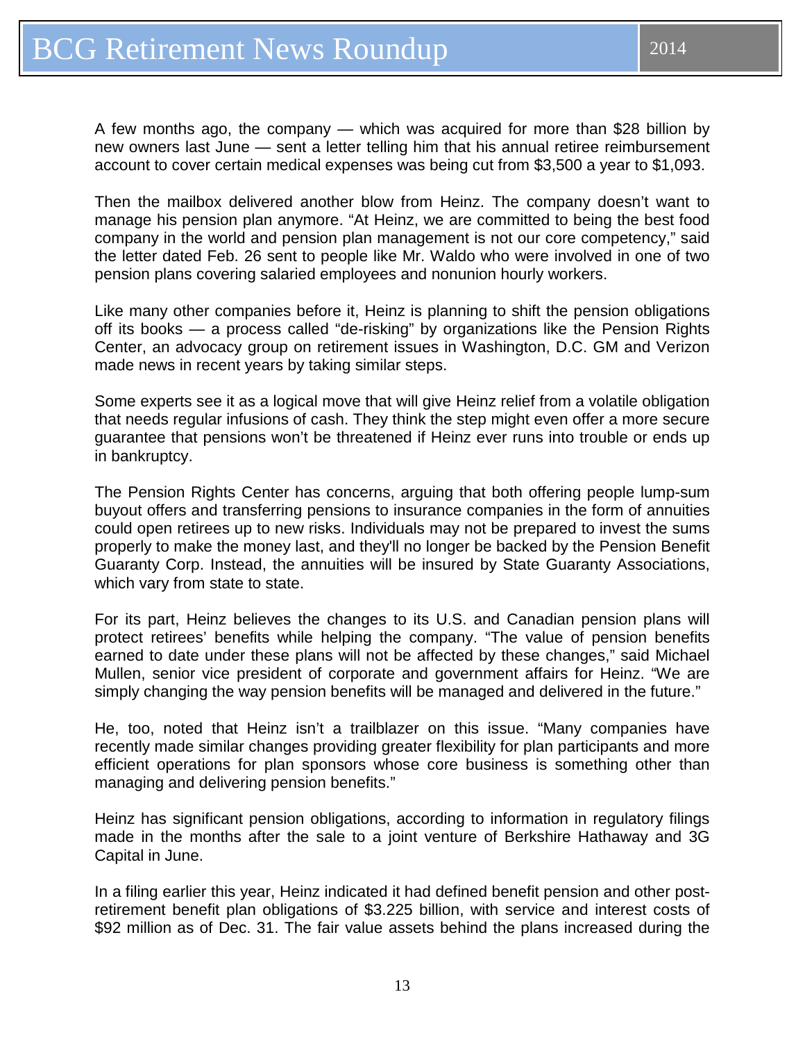A few months ago, the company — which was acquired for more than $28 billion by new owners last June — sent a letter telling him that his annual retiree reimbursement account to cover certain medical expenses was being cut from $3,500 a year to $1,093.

Then the mailbox delivered another blow from Heinz. The company doesn't want to manage his pension plan anymore. "At Heinz, we are committed to being the best food company in the world and pension plan management is not our core competency," said the letter dated Feb. 26 sent to people like Mr. Waldo who were involved in one of two pension plans covering salaried employees and nonunion hourly workers.

Like many other companies before it, Heinz is planning to shift the pension obligations off its books — a process called "de-risking" by organizations like the Pension Rights Center, an advocacy group on retirement issues in Washington, D.C. GM and Verizon made news in recent years by taking similar steps.

Some experts see it as a logical move that will give Heinz relief from a volatile obligation that needs regular infusions of cash. They think the step might even offer a more secure guarantee that pensions won't be threatened if Heinz ever runs into trouble or ends up in bankruptcy.

The Pension Rights Center has concerns, arguing that both offering people lump-sum buyout offers and transferring pensions to insurance companies in the form of annuities could open retirees up to new risks. Individuals may not be prepared to invest the sums properly to make the money last, and they'll no longer be backed by the Pension Benefit Guaranty Corp. Instead, the annuities will be insured by State Guaranty Associations, which vary from state to state.

For its part, Heinz believes the changes to its U.S. and Canadian pension plans will protect retirees' benefits while helping the company. "The value of pension benefits earned to date under these plans will not be affected by these changes," said Michael Mullen, senior vice president of corporate and government affairs for Heinz. "We are simply changing the way pension benefits will be managed and delivered in the future."

He, too, noted that Heinz isn't a trailblazer on this issue. "Many companies have recently made similar changes providing greater flexibility for plan participants and more efficient operations for plan sponsors whose core business is something other than managing and delivering pension benefits."

Heinz has significant pension obligations, according to information in regulatory filings made in the months after the sale to a joint venture of Berkshire Hathaway and 3G Capital in June.

In a filing earlier this year, Heinz indicated it had defined benefit pension and other post-retirement benefit plan obligations of $3.225 billion, with service and interest costs of $92 million as of Dec. 31. The fair value assets behind the plans increased during the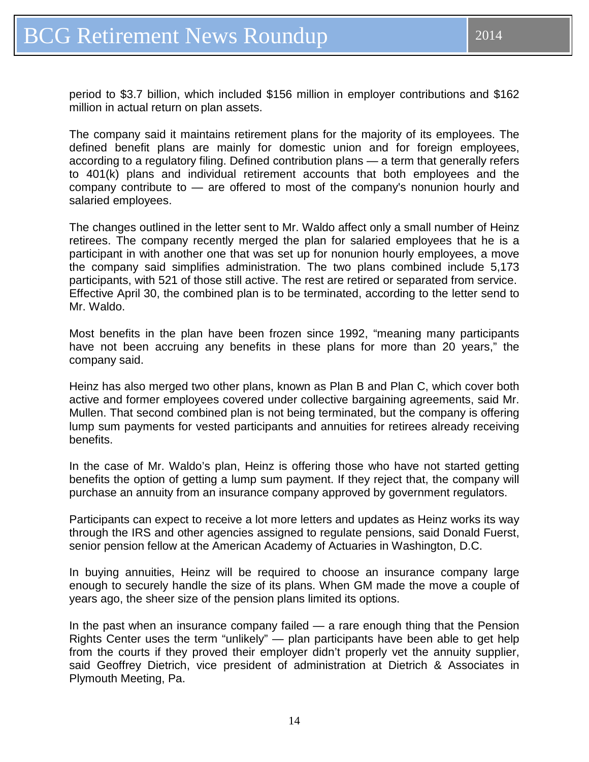period to $3.7 billion, which included $156 million in employer contributions and $162 million in actual return on plan assets.

The company said it maintains retirement plans for the majority of its employees. The defined benefit plans are mainly for domestic union and for foreign employees, according to a regulatory filing. Defined contribution plans — a term that generally refers to 401(k) plans and individual retirement accounts that both employees and the company contribute to — are offered to most of the company's nonunion hourly and salaried employees.

The changes outlined in the letter sent to Mr. Waldo affect only a small number of Heinz retirees. The company recently merged the plan for salaried employees that he is a participant in with another one that was set up for nonunion hourly employees, a move the company said simplifies administration. The two plans combined include 5,173 participants, with 521 of those still active. The rest are retired or separated from service. Effective April 30, the combined plan is to be terminated, according to the letter send to Mr. Waldo.

Most benefits in the plan have been frozen since 1992, "meaning many participants have not been accruing any benefits in these plans for more than 20 years," the company said.

Heinz has also merged two other plans, known as Plan B and Plan C, which cover both active and former employees covered under collective bargaining agreements, said Mr. Mullen. That second combined plan is not being terminated, but the company is offering lump sum payments for vested participants and annuities for retirees already receiving benefits.

In the case of Mr. Waldo's plan, Heinz is offering those who have not started getting benefits the option of getting a lump sum payment. If they reject that, the company will purchase an annuity from an insurance company approved by government regulators.

Participants can expect to receive a lot more letters and updates as Heinz works its way through the IRS and other agencies assigned to regulate pensions, said Donald Fuerst, senior pension fellow at the American Academy of Actuaries in Washington, D.C.

In buying annuities, Heinz will be required to choose an insurance company large enough to securely handle the size of its plans. When GM made the move a couple of years ago, the sheer size of the pension plans limited its options.

In the past when an insurance company failed — a rare enough thing that the Pension Rights Center uses the term "unlikely" — plan participants have been able to get help from the courts if they proved their employer didn't properly vet the annuity supplier, said Geoffrey Dietrich, vice president of administration at Dietrich & Associates in Plymouth Meeting, Pa.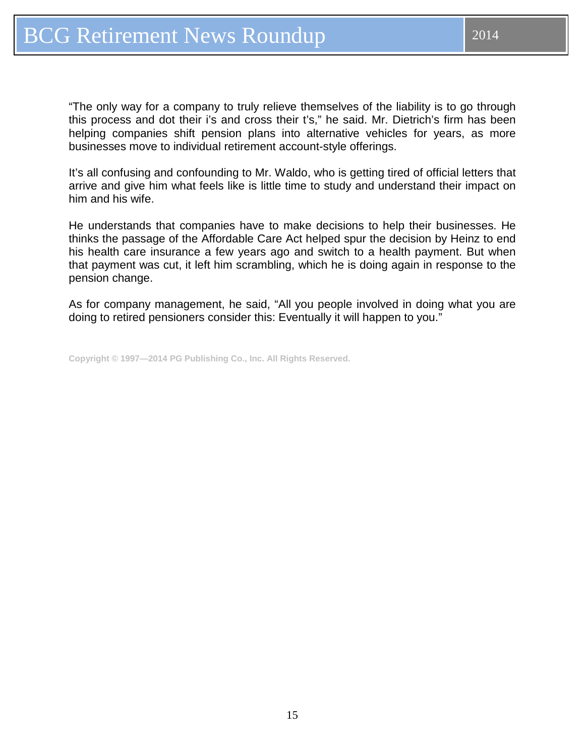"The only way for a company to truly relieve themselves of the liability is to go through this process and dot their i's and cross their t's," he said. Mr. Dietrich's firm has been helping companies shift pension plans into alternative vehicles for years, as more businesses move to individual retirement account-style offerings.

It's all confusing and confounding to Mr. Waldo, who is getting tired of official letters that arrive and give him what feels like is little time to study and understand their impact on him and his wife.

He understands that companies have to make decisions to help their businesses. He thinks the passage of the Affordable Care Act helped spur the decision by Heinz to end his health care insurance a few years ago and switch to a health payment. But when that payment was cut, it left him scrambling, which he is doing again in response to the pension change.

As for company management, he said, "All you people involved in doing what you are doing to retired pensioners consider this: Eventually it will happen to you."

**Copyright © 1997—2014 PG Publishing Co., Inc. All Rights Reserved.**